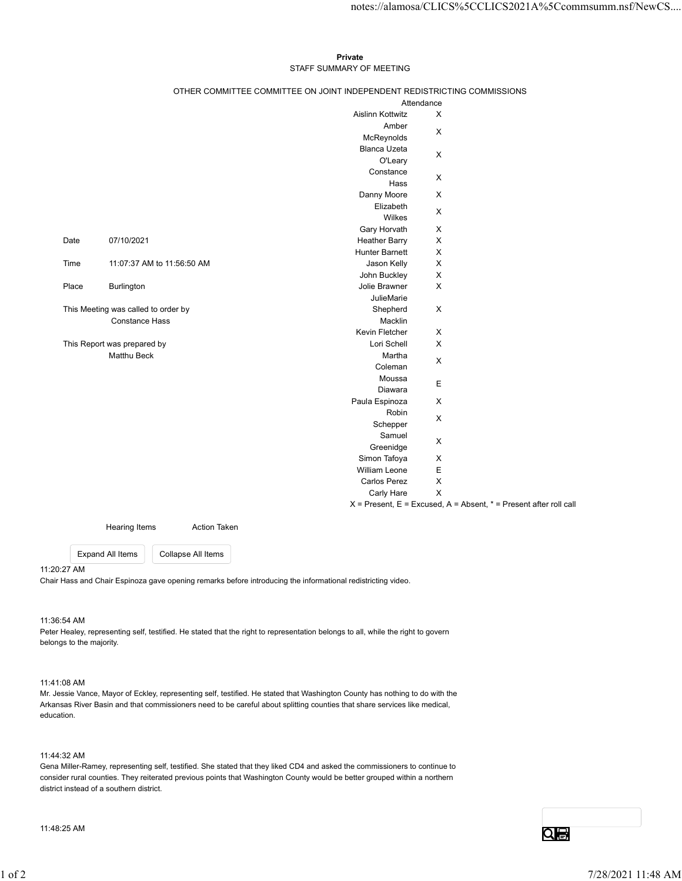**Private**

STAFF SUMMARY OF MEETING

OTHER COMMITTEE COMMITTEE ON JOINT INDEPENDENT REDISTRICTING COMMISSIONS

| | |
|---|---|
| Date | 07/10/2021 |
| Time | 11:07:37 AM to 11:56:50 AM |
| Place | Burlington |

This Meeting was called to order by
Constance Hass

This Report was prepared by
Matthu Beck

| | Attendance |
|---|---|
| Aislinn Kottwitz | X |
| Amber McReynolds | X |
| Blanca Uzeta O'Leary | X |
| Constance Hass | X |
| Danny Moore | X |
| Elizabeth Wilkes | X |
| Gary Horvath | X |
| Heather Barry | X |
| Hunter Barnett | X |
| Jason Kelly | X |
| John Buckley | X |
| Jolie Brawner | X |
| JulieMarie Shepherd Macklin | X |
| Kevin Fletcher | X |
| Lori Schell | X |
| Martha Coleman | X |
| Moussa Diawara | E |
| Paula Espinoza | X |
| Robin Schepper | X |
| Samuel Greenidge | X |
| Simon Tafoya | X |
| William Leone | E |
| Carlos Perez | X |
| Carly Hare | X |

X = Present, E = Excused, A = Absent, * = Present after roll call

Hearing Items　　Action Taken

Expand All Items　Collapse All Items

11:20:27 AM

Chair Hass and Chair Espinoza gave opening remarks before introducing the informational redistricting video.

11:36:54 AM

Peter Healey, representing self, testified. He stated that the right to representation belongs to all, while the right to govern belongs to the majority.

11:41:08 AM

Mr. Jessie Vance, Mayor of Eckley, representing self, testified. He stated that Washington County has nothing to do with the Arkansas River Basin and that commissioners need to be careful about splitting counties that share services like medical, education.

11:44:32 AM

Gena Miller-Ramey, representing self, testified. She stated that they liked CD4 and asked the commissioners to continue to consider rural counties. They reiterated previous points that Washington County would be better grouped within a northern district instead of a southern district.

11:48:25 AM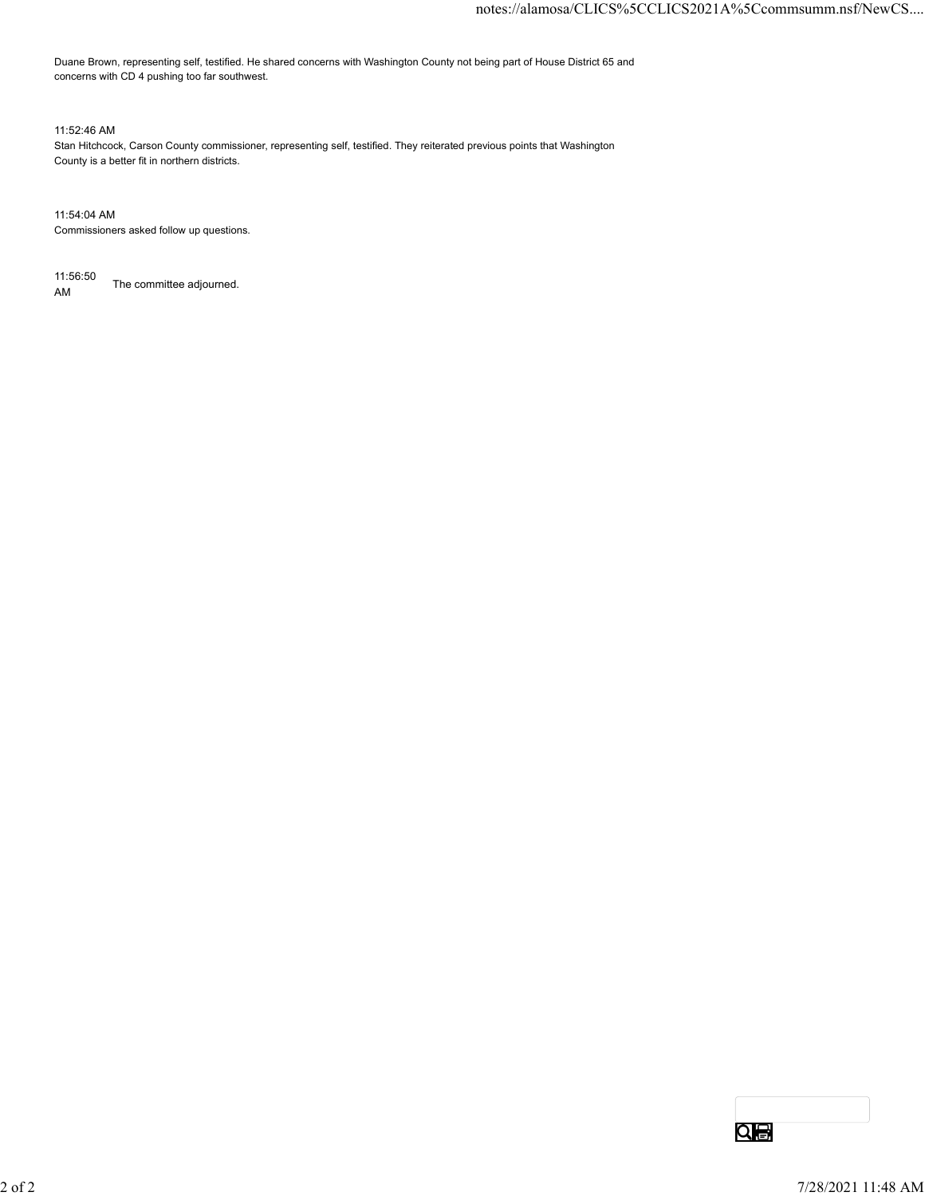Duane Brown, representing self, testified. He shared concerns with Washington County not being part of House District 65 and concerns with CD 4 pushing too far southwest.

11:52:46 AM
Stan Hitchcock, Carson County commissioner, representing self, testified. They reiterated previous points that Washington County is a better fit in northern districts.

11:54:04 AM
Commissioners asked follow up questions.

| | |
|---|---|
| 11:56:50 AM | The committee adjourned. |